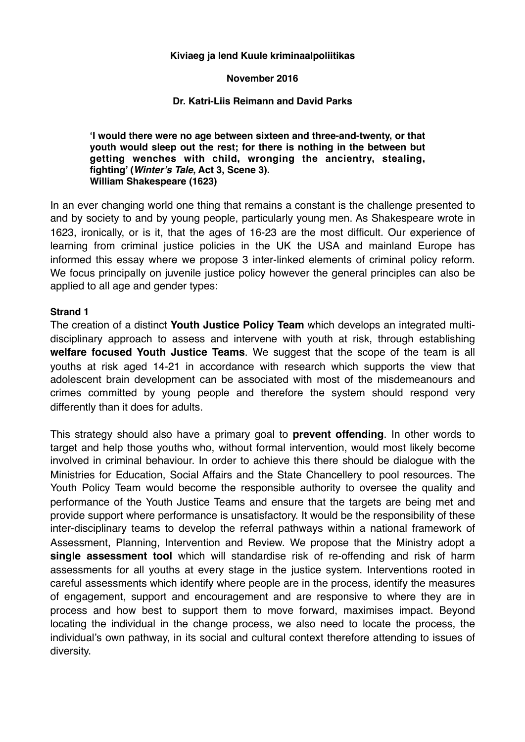**Kiviaeg ja lend Kuule kriminaalpoliitikas**

**November 2016**

**Dr. Katri-Liis Reimann and David Parks**

> **'I would there were no age between sixteen and three-and-twenty, or that youth would sleep out the rest; for there is nothing in the between but getting wenches with child, wronging the ancientry, stealing, fighting' (*Winter's Tale*, Act 3, Scene 3).**
> **William Shakespeare (1623)**

In an ever changing world one thing that remains a constant is the challenge presented to and by society to and by young people, particularly young men. As Shakespeare wrote in 1623, ironically, or is it, that the ages of 16-23 are the most difficult. Our experience of learning from criminal justice policies in the UK the USA and mainland Europe has informed this essay where we propose 3 inter-linked elements of criminal policy reform. We focus principally on juvenile justice policy however the general principles can also be applied to all age and gender types:

**Strand 1**

The creation of a distinct **Youth Justice Policy Team** which develops an integrated multi-disciplinary approach to assess and intervene with youth at risk, through establishing **welfare focused Youth Justice Teams**. We suggest that the scope of the team is all youths at risk aged 14-21 in accordance with research which supports the view that adolescent brain development can be associated with most of the misdemeanours and crimes committed by young people and therefore the system should respond very differently than it does for adults.

This strategy should also have a primary goal to **prevent offending**. In other words to target and help those youths who, without formal intervention, would most likely become involved in criminal behaviour. In order to achieve this there should be dialogue with the Ministries for Education, Social Affairs and the State Chancellery to pool resources. The Youth Policy Team would become the responsible authority to oversee the quality and performance of the Youth Justice Teams and ensure that the targets are being met and provide support where performance is unsatisfactory. It would be the responsibility of these inter-disciplinary teams to develop the referral pathways within a national framework of Assessment, Planning, Intervention and Review. We propose that the Ministry adopt a **single assessment tool** which will standardise risk of re-offending and risk of harm assessments for all youths at every stage in the justice system. Interventions rooted in careful assessments which identify where people are in the process, identify the measures of engagement, support and encouragement and are responsive to where they are in process and how best to support them to move forward, maximises impact. Beyond locating the individual in the change process, we also need to locate the process, the individual's own pathway, in its social and cultural context therefore attending to issues of diversity.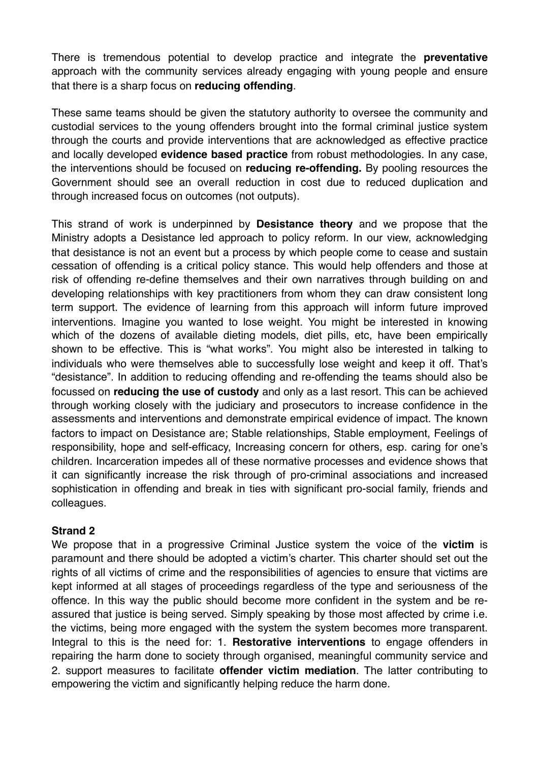There is tremendous potential to develop practice and integrate the **preventative** approach with the community services already engaging with young people and ensure that there is a sharp focus on **reducing offending**.

These same teams should be given the statutory authority to oversee the community and custodial services to the young offenders brought into the formal criminal justice system through the courts and provide interventions that are acknowledged as effective practice and locally developed **evidence based practice** from robust methodologies. In any case, the interventions should be focused on **reducing re-offending.** By pooling resources the Government should see an overall reduction in cost due to reduced duplication and through increased focus on outcomes (not outputs).

This strand of work is underpinned by **Desistance theory** and we propose that the Ministry adopts a Desistance led approach to policy reform. In our view, acknowledging that desistance is not an event but a process by which people come to cease and sustain cessation of offending is a critical policy stance. This would help offenders and those at risk of offending re-define themselves and their own narratives through building on and developing relationships with key practitioners from whom they can draw consistent long term support. The evidence of learning from this approach will inform future improved interventions. Imagine you wanted to lose weight. You might be interested in knowing which of the dozens of available dieting models, diet pills, etc, have been empirically shown to be effective. This is "what works". You might also be interested in talking to individuals who were themselves able to successfully lose weight and keep it off. That's "desistance". In addition to reducing offending and re-offending the teams should also be focussed on **reducing the use of custody** and only as a last resort. This can be achieved through working closely with the judiciary and prosecutors to increase confidence in the assessments and interventions and demonstrate empirical evidence of impact. The known factors to impact on Desistance are; Stable relationships, Stable employment, Feelings of responsibility, hope and self-efficacy, Increasing concern for others, esp. caring for one's children. Incarceration impedes all of these normative processes and evidence shows that it can significantly increase the risk through of pro-criminal associations and increased sophistication in offending and break in ties with significant pro-social family, friends and colleagues.

**Strand 2**

We propose that in a progressive Criminal Justice system the voice of the **victim** is paramount and there should be adopted a victim's charter. This charter should set out the rights of all victims of crime and the responsibilities of agencies to ensure that victims are kept informed at all stages of proceedings regardless of the type and seriousness of the offence. In this way the public should become more confident in the system and be re-assured that justice is being served. Simply speaking by those most affected by crime i.e. the victims, being more engaged with the system the system becomes more transparent. Integral to this is the need for: 1. **Restorative interventions** to engage offenders in repairing the harm done to society through organised, meaningful community service and 2. support measures to facilitate **offender victim mediation**. The latter contributing to empowering the victim and significantly helping reduce the harm done.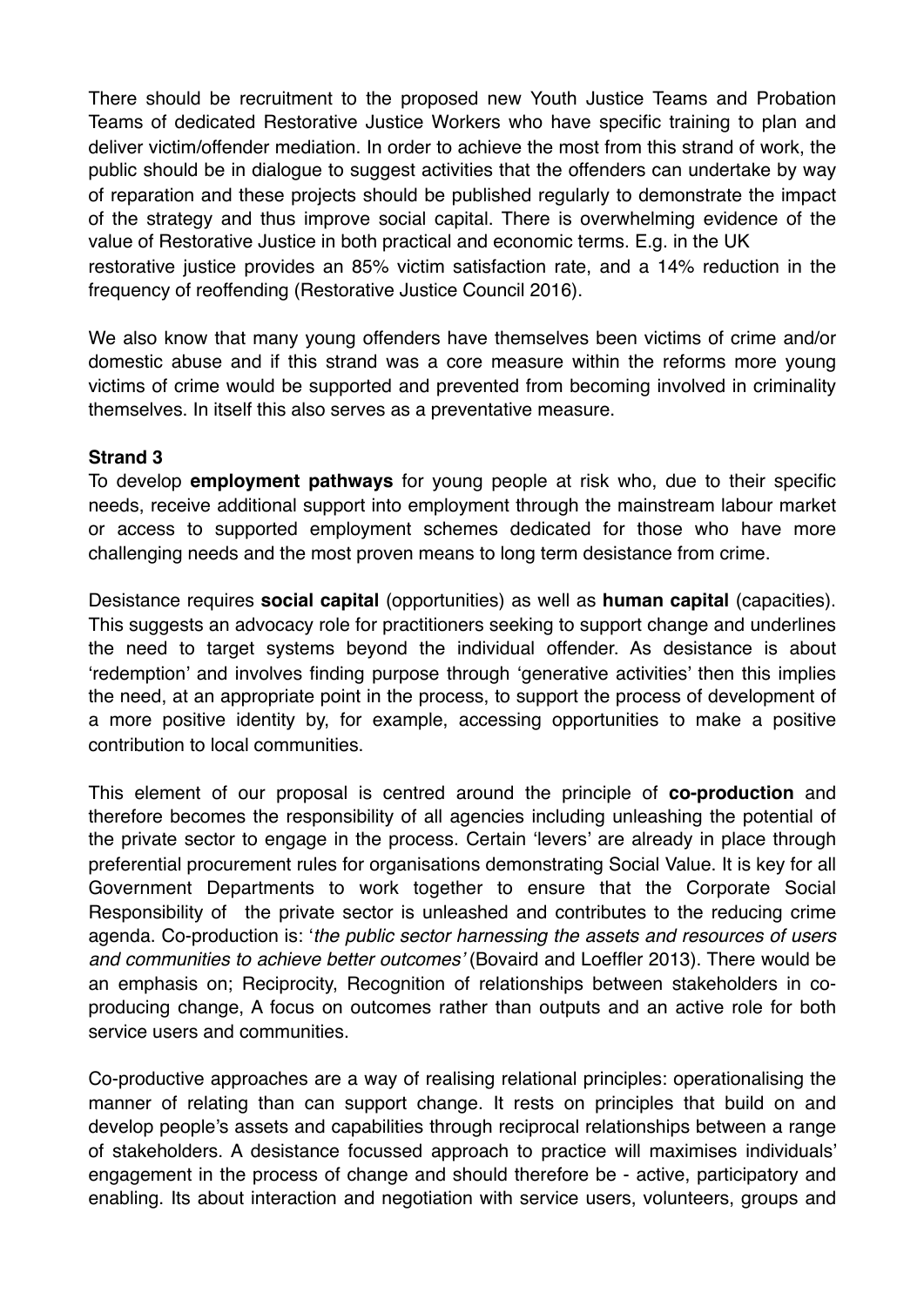There should be recruitment to the proposed new Youth Justice Teams and Probation Teams of dedicated Restorative Justice Workers who have specific training to plan and deliver victim/offender mediation. In order to achieve the most from this strand of work, the public should be in dialogue to suggest activities that the offenders can undertake by way of reparation and these projects should be published regularly to demonstrate the impact of the strategy and thus improve social capital. There is overwhelming evidence of the value of Restorative Justice in both practical and economic terms. E.g. in the UK restorative justice provides an 85% victim satisfaction rate, and a 14% reduction in the frequency of reoffending (Restorative Justice Council 2016).

We also know that many young offenders have themselves been victims of crime and/or domestic abuse and if this strand was a core measure within the reforms more young victims of crime would be supported and prevented from becoming involved in criminality themselves. In itself this also serves as a preventative measure.

**Strand 3**

To develop **employment pathways** for young people at risk who, due to their specific needs, receive additional support into employment through the mainstream labour market or access to supported employment schemes dedicated for those who have more challenging needs and the most proven means to long term desistance from crime.

Desistance requires **social capital** (opportunities) as well as **human capital** (capacities). This suggests an advocacy role for practitioners seeking to support change and underlines the need to target systems beyond the individual offender. As desistance is about 'redemption' and involves finding purpose through 'generative activities' then this implies the need, at an appropriate point in the process, to support the process of development of a more positive identity by, for example, accessing opportunities to make a positive contribution to local communities.

This element of our proposal is centred around the principle of **co-production** and therefore becomes the responsibility of all agencies including unleashing the potential of the private sector to engage in the process. Certain 'levers' are already in place through preferential procurement rules for organisations demonstrating Social Value. It is key for all Government Departments to work together to ensure that the Corporate Social Responsibility of the private sector is unleashed and contributes to the reducing crime agenda. Co-production is: '*the public sector harnessing the assets and resources of users and communities to achieve better outcomes'* (Bovaird and Loeffler 2013). There would be an emphasis on; Reciprocity, Recognition of relationships between stakeholders in co-producing change, A focus on outcomes rather than outputs and an active role for both service users and communities.

Co-productive approaches are a way of realising relational principles: operationalising the manner of relating than can support change. It rests on principles that build on and develop people's assets and capabilities through reciprocal relationships between a range of stakeholders. A desistance focussed approach to practice will maximises individuals' engagement in the process of change and should therefore be - active, participatory and enabling. Its about interaction and negotiation with service users, volunteers, groups and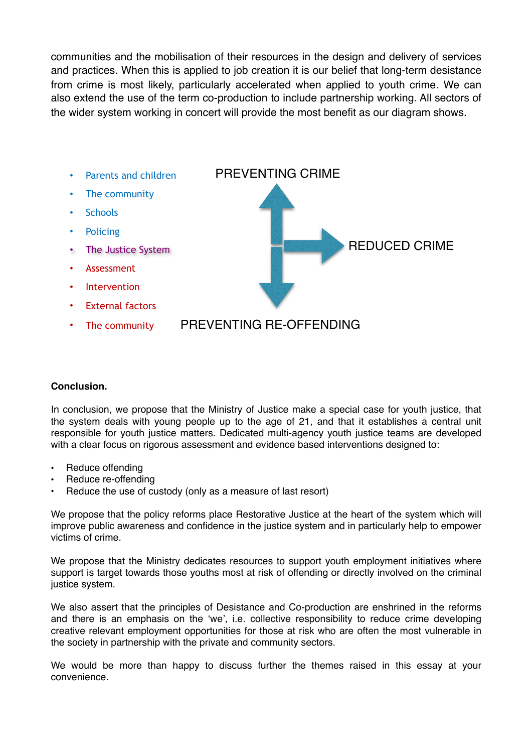communities and the mobilisation of their resources in the design and delivery of services and practices. When this is applied to job creation it is our belief that long-term desistance from crime is most likely, particularly accelerated when applied to youth crime. We can also extend the use of the term co-production to include partnership working. All sectors of the wider system working in concert will provide the most benefit as our diagram shows.

- Parents and children
- The community
- Schools
- Policing
- The Justice System
- Assessment
- Intervention
- External factors
- The community

PREVENTING CRIME

REDUCED CRIME

PREVENTING RE-OFFENDING

**Conclusion.**

In conclusion, we propose that the Ministry of Justice make a special case for youth justice, that the system deals with young people up to the age of 21, and that it establishes a central unit responsible for youth justice matters. Dedicated multi-agency youth justice teams are developed with a clear focus on rigorous assessment and evidence based interventions designed to:

- Reduce offending
- Reduce re-offending
- Reduce the use of custody (only as a measure of last resort)

We propose that the policy reforms place Restorative Justice at the heart of the system which will improve public awareness and confidence in the justice system and in particularly help to empower victims of crime.

We propose that the Ministry dedicates resources to support youth employment initiatives where support is target towards those youths most at risk of offending or directly involved on the criminal justice system.

We also assert that the principles of Desistance and Co-production are enshrined in the reforms and there is an emphasis on the 'we', i.e. collective responsibility to reduce crime developing creative relevant employment opportunities for those at risk who are often the most vulnerable in the society in partnership with the private and community sectors.

We would be more than happy to discuss further the themes raised in this essay at your convenience.